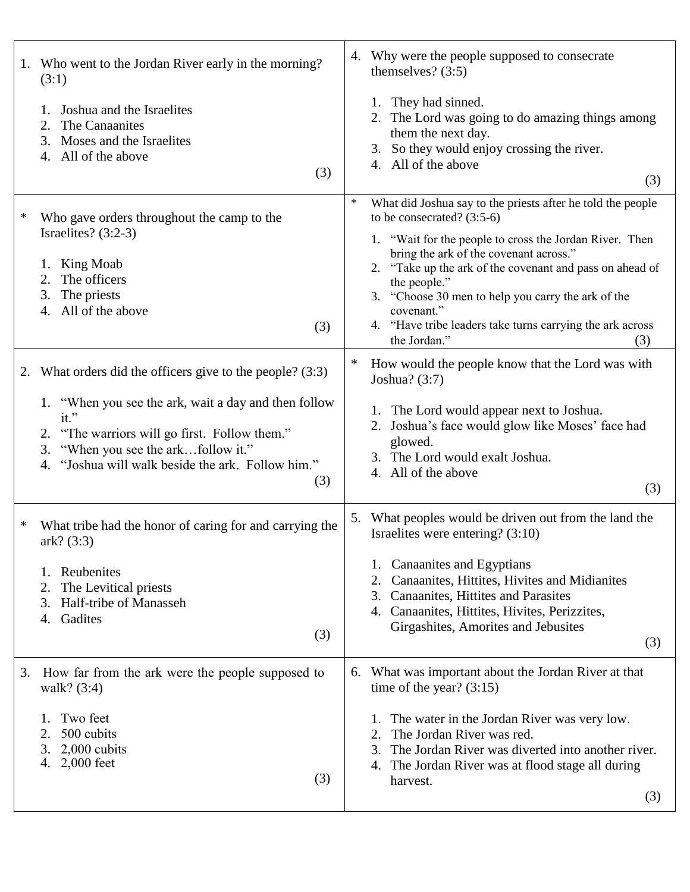1. Who went to the Jordan River early in the morning? (3:1)

   1. Joshua and the Israelites
   2. The Canaanites
   3. Moses and the Israelites
   4. All of the above

   (3)

* Who gave orders throughout the camp to the Israelites? (3:2-3)

   1. King Moab
   2. The officers
   3. The priests
   4. All of the above

   (3)

2. What orders did the officers give to the people? (3:3)

   1. "When you see the ark, wait a day and then follow it."
   2. "The warriors will go first. Follow them."
   3. "When you see the ark…follow it."
   4. "Joshua will walk beside the ark. Follow him."

   (3)

* What tribe had the honor of caring for and carrying the ark? (3:3)

   1. Reubenites
   2. The Levitical priests
   3. Half-tribe of Manasseh
   4. Gadites

   (3)

3. How far from the ark were the people supposed to walk? (3:4)

   1. Two feet
   2. 500 cubits
   3. 2,000 cubits
   4. 2,000 feet

   (3)

4. Why were the people supposed to consecrate themselves? (3:5)

   1. They had sinned.
   2. The Lord was going to do amazing things among them the next day.
   3. So they would enjoy crossing the river.
   4. All of the above

   (3)

* What did Joshua say to the priests after he told the people to be consecrated? (3:5-6)

   1. "Wait for the people to cross the Jordan River. Then bring the ark of the covenant across."
   2. "Take up the ark of the covenant and pass on ahead of the people."
   3. "Choose 30 men to help you carry the ark of the covenant."
   4. "Have tribe leaders take turns carrying the ark across the Jordan."

   (3)

* How would the people know that the Lord was with Joshua? (3:7)

   1. The Lord would appear next to Joshua.
   2. Joshua's face would glow like Moses' face had glowed.
   3. The Lord would exalt Joshua.
   4. All of the above

   (3)

5. What peoples would be driven out from the land the Israelites were entering? (3:10)

   1. Canaanites and Egyptians
   2. Canaanites, Hittites, Hivites and Midianites
   3. Canaanites, Hittites and Parasites
   4. Canaanites, Hittites, Hivites, Perizzites, Girgashites, Amorites and Jebusites

   (3)

6. What was important about the Jordan River at that time of the year? (3:15)

   1. The water in the Jordan River was very low.
   2. The Jordan River was red.
   3. The Jordan River was diverted into another river.
   4. The Jordan River was at flood stage all during harvest.

   (3)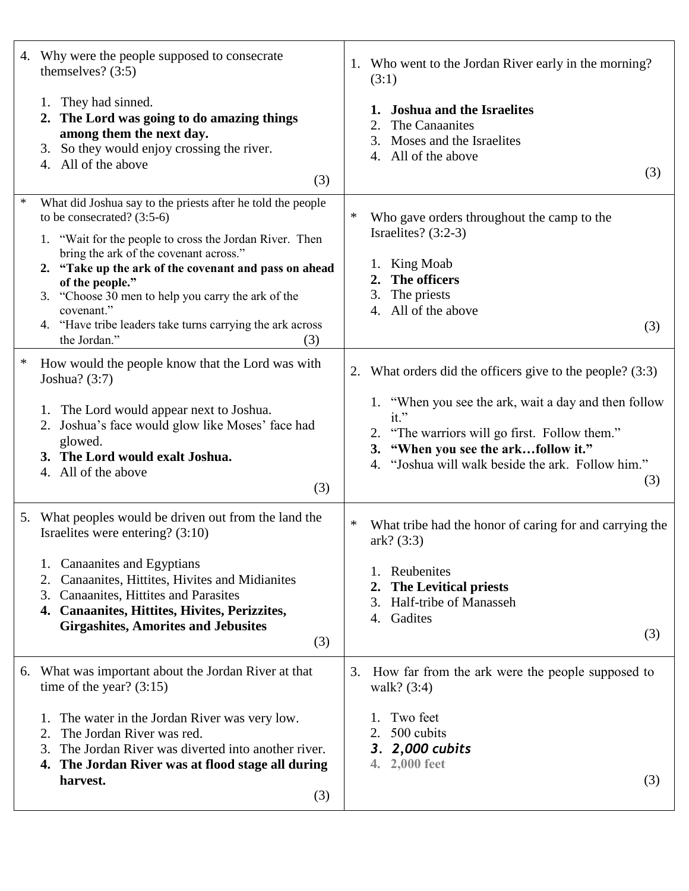4. Why were the people supposed to consecrate themselves? (3:5)

   1. They had sinned.
   2. **The Lord was going to do amazing things among them the next day.**
   3. So they would enjoy crossing the river.
   4. All of the above

   (3)

\* What did Joshua say to the priests after he told the people to be consecrated? (3:5-6)

   1. "Wait for the people to cross the Jordan River. Then bring the ark of the covenant across."
   2. **"Take up the ark of the covenant and pass on ahead of the people."**
   3. "Choose 30 men to help you carry the ark of the covenant."
   4. "Have tribe leaders take turns carrying the ark across the Jordan."

   (3)

\* How would the people know that the Lord was with Joshua? (3:7)

   1. The Lord would appear next to Joshua.
   2. Joshua's face would glow like Moses' face had glowed.
   3. **The Lord would exalt Joshua.**
   4. All of the above

   (3)

5. What peoples would be driven out from the land the Israelites were entering? (3:10)

   1. Canaanites and Egyptians
   2. Canaanites, Hittites, Hivites and Midianites
   3. Canaanites, Hittites and Parasites
   4. **Canaanites, Hittites, Hivites, Perizzites, Girgashites, Amorites and Jebusites**

   (3)

6. What was important about the Jordan River at that time of the year? (3:15)

   1. The water in the Jordan River was very low.
   2. The Jordan River was red.
   3. The Jordan River was diverted into another river.
   4. **The Jordan River was at flood stage all during harvest.**

   (3)

1. Who went to the Jordan River early in the morning? (3:1)

   1. **Joshua and the Israelites**
   2. The Canaanites
   3. Moses and the Israelites
   4. All of the above

   (3)

\* Who gave orders throughout the camp to the Israelites? (3:2-3)

   1. King Moab
   2. **The officers**
   3. The priests
   4. All of the above

   (3)

2. What orders did the officers give to the people? (3:3)

   1. "When you see the ark, wait a day and then follow it."
   2. "The warriors will go first. Follow them."
   3. **"When you see the ark…follow it."**
   4. "Joshua will walk beside the ark. Follow him."

   (3)

\* What tribe had the honor of caring for and carrying the ark? (3:3)

   1. Reubenites
   2. **The Levitical priests**
   3. Half-tribe of Manasseh
   4. Gadites

   (3)

3. How far from the ark were the people supposed to walk? (3:4)

   1. Two feet
   2. 500 cubits
   3. ***2,000 cubits***
   4. **2,000 feet**

   (3)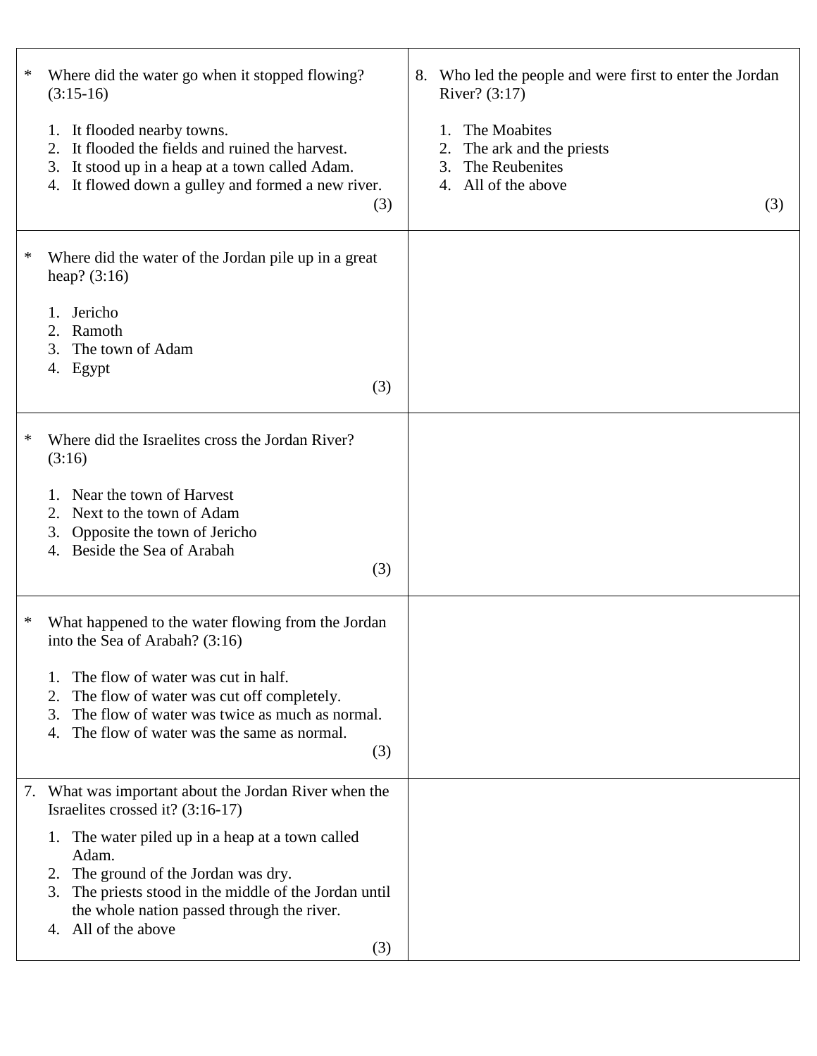\* Where did the water go when it stopped flowing? (3:15-16)

1. It flooded nearby towns.
2. It flooded the fields and ruined the harvest.
3. It stood up in a heap at a town called Adam.
4. It flowed down a gulley and formed a new river.

(3)

\* Where did the water of the Jordan pile up in a great heap? (3:16)

1. Jericho
2. Ramoth
3. The town of Adam
4. Egypt

(3)

\* Where did the Israelites cross the Jordan River? (3:16)

1. Near the town of Harvest
2. Next to the town of Adam
3. Opposite the town of Jericho
4. Beside the Sea of Arabah

(3)

\* What happened to the water flowing from the Jordan into the Sea of Arabah? (3:16)

1. The flow of water was cut in half.
2. The flow of water was cut off completely.
3. The flow of water was twice as much as normal.
4. The flow of water was the same as normal.

(3)

7\. What was important about the Jordan River when the Israelites crossed it? (3:16-17)

1. The water piled up in a heap at a town called Adam.
2. The ground of the Jordan was dry.
3. The priests stood in the middle of the Jordan until the whole nation passed through the river.
4. All of the above

(3)

8\. Who led the people and were first to enter the Jordan River? (3:17)

1. The Moabites
2. The ark and the priests
3. The Reubenites
4. All of the above

(3)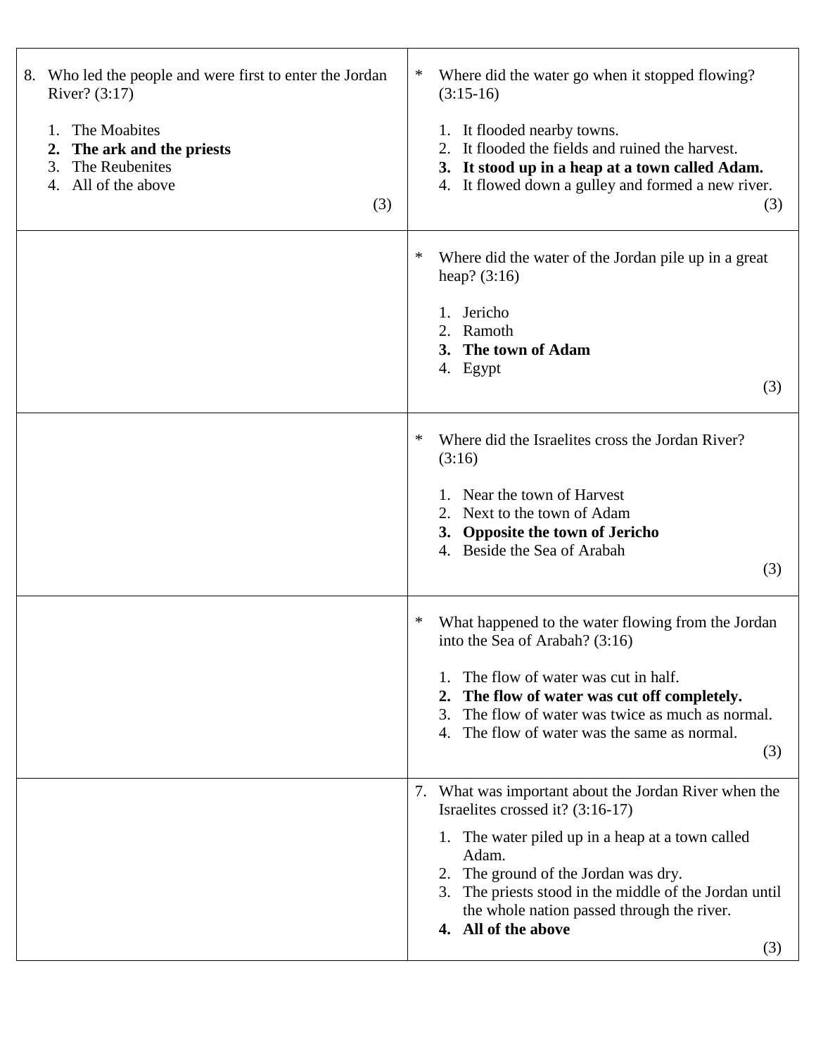| | |
|---|---|
| 8. Who led the people and were first to enter the Jordan River? (3:17)<br><br>1. The Moabites<br>**2. The ark and the priests**<br>3. The Reubenites<br>4. All of the above<br><br>(3) | * Where did the water go when it stopped flowing? (3:15-16)<br><br>1. It flooded nearby towns.<br>2. It flooded the fields and ruined the harvest.<br>**3. It stood up in a heap at a town called Adam.**<br>4. It flowed down a gulley and formed a new river.<br><br>(3) |
| | * Where did the water of the Jordan pile up in a great heap? (3:16)<br><br>1. Jericho<br>2. Ramoth<br>**3. The town of Adam**<br>4. Egypt<br><br>(3) |
| | * Where did the Israelites cross the Jordan River? (3:16)<br><br>1. Near the town of Harvest<br>2. Next to the town of Adam<br>**3. Opposite the town of Jericho**<br>4. Beside the Sea of Arabah<br><br>(3) |
| | * What happened to the water flowing from the Jordan into the Sea of Arabah? (3:16)<br><br>1. The flow of water was cut in half.<br>**2. The flow of water was cut off completely.**<br>3. The flow of water was twice as much as normal.<br>4. The flow of water was the same as normal.<br><br>(3) |
| | 7. What was important about the Jordan River when the Israelites crossed it? (3:16-17)<br><br>1. The water piled up in a heap at a town called Adam.<br>2. The ground of the Jordan was dry.<br>3. The priests stood in the middle of the Jordan until the whole nation passed through the river.<br>**4. All of the above**<br><br>(3) |